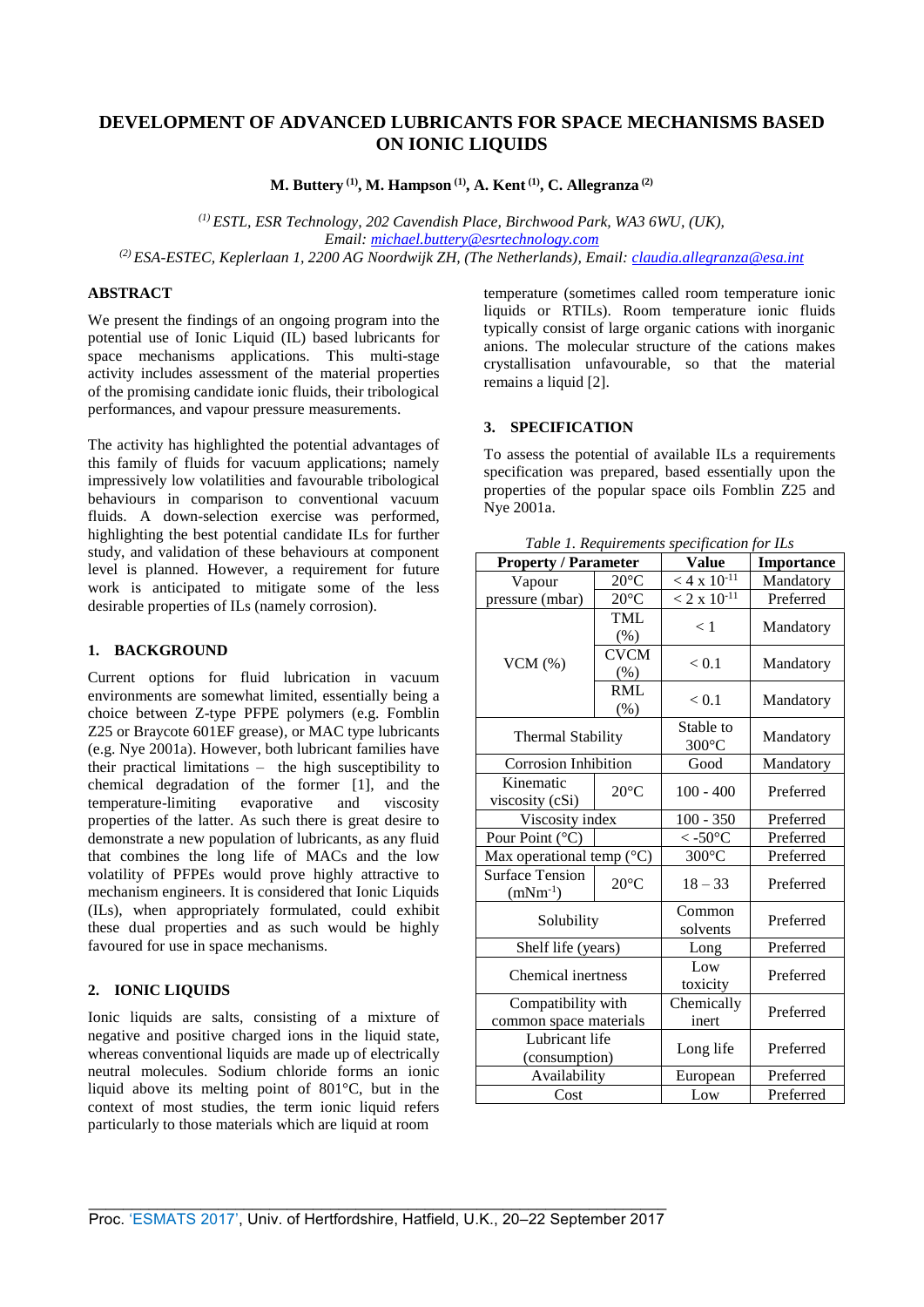# DEVELOPMENT OF ADVANCED LUBRICANTS FOR SPACE MECHANISMS BASED ON IONIC LIQUIDS

**M. Buttery [(1)], M. Hampson [(1)], A. Kent [(1)], C. Allegranza [(2)]**

*[(1)] ESTL, ESR Technology, 202 Cavendish Place, Birchwood Park, WA3 6WU, (UK), Email: michael.buttery@esrtechnology.com*
*[(2)] ESA-ESTEC, Keplerlaan 1, 2200 AG Noordwijk ZH, (The Netherlands), Email: claudia.allegranza@esa.int*

## ABSTRACT

We present the findings of an ongoing program into the potential use of Ionic Liquid (IL) based lubricants for space mechanisms applications. This multi-stage activity includes assessment of the material properties of the promising candidate ionic fluids, their tribological performances, and vapour pressure measurements.

The activity has highlighted the potential advantages of this family of fluids for vacuum applications; namely impressively low volatilities and favourable tribological behaviours in comparison to conventional vacuum fluids. A down-selection exercise was performed, highlighting the best potential candidate ILs for further study, and validation of these behaviours at component level is planned. However, a requirement for future work is anticipated to mitigate some of the less desirable properties of ILs (namely corrosion).

## 1. BACKGROUND

Current options for fluid lubrication in vacuum environments are somewhat limited, essentially being a choice between Z-type PFPE polymers (e.g. Fomblin Z25 or Braycote 601EF grease), or MAC type lubricants (e.g. Nye 2001a). However, both lubricant families have their practical limitations – the high susceptibility to chemical degradation of the former [1], and the temperature-limiting evaporative and viscosity properties of the latter. As such there is great desire to demonstrate a new population of lubricants, as any fluid that combines the long life of MACs and the low volatility of PFPEs would prove highly attractive to mechanism engineers. It is considered that Ionic Liquids (ILs), when appropriately formulated, could exhibit these dual properties and as such would be highly favoured for use in space mechanisms.

## 2. IONIC LIQUIDS

Ionic liquids are salts, consisting of a mixture of negative and positive charged ions in the liquid state, whereas conventional liquids are made up of electrically neutral molecules. Sodium chloride forms an ionic liquid above its melting point of 801°C, but in the context of most studies, the term ionic liquid refers particularly to those materials which are liquid at room temperature (sometimes called room temperature ionic liquids or RTILs). Room temperature ionic fluids typically consist of large organic cations with inorganic anions. The molecular structure of the cations makes crystallisation unfavourable, so that the material remains a liquid [2].

## 3. SPECIFICATION

To assess the potential of available ILs a requirements specification was prepared, based essentially upon the properties of the popular space oils Fomblin Z25 and Nye 2001a.

*Table 1. Requirements specification for ILs*

| Property / Parameter | | Value | Importance |
|---|---|---|---|
| Vapour pressure (mbar) | 20°C | $< 4 \times 10^{-11}$ | Mandatory |
| | 20°C | $< 2 \times 10^{-11}$ | Preferred |
| VCM (%) | TML (%) | < 1 | Mandatory |
| | CVCM (%) | < 0.1 | Mandatory |
| | RML (%) | < 0.1 | Mandatory |
| Thermal Stability | | Stable to 300°C | Mandatory |
| Corrosion Inhibition | | Good | Mandatory |
| Kinematic viscosity (cSi) | 20°C | 100 - 400 | Preferred |
| Viscosity index | | 100 - 350 | Preferred |
| Pour Point (°C) | | < -50°C | Preferred |
| Max operational temp (°C) | | 300°C | Preferred |
| Surface Tension ($mNm^{-1}$) | 20°C | 18 – 33 | Preferred |
| Solubility | | Common solvents | Preferred |
| Shelf life (years) | | Long | Preferred |
| Chemical inertness | | Low toxicity | Preferred |
| Compatibility with common space materials | | Chemically inert | Preferred |
| Lubricant life (consumption) | | Long life | Preferred |
| Availability | | European | Preferred |
| Cost | | Low | Preferred |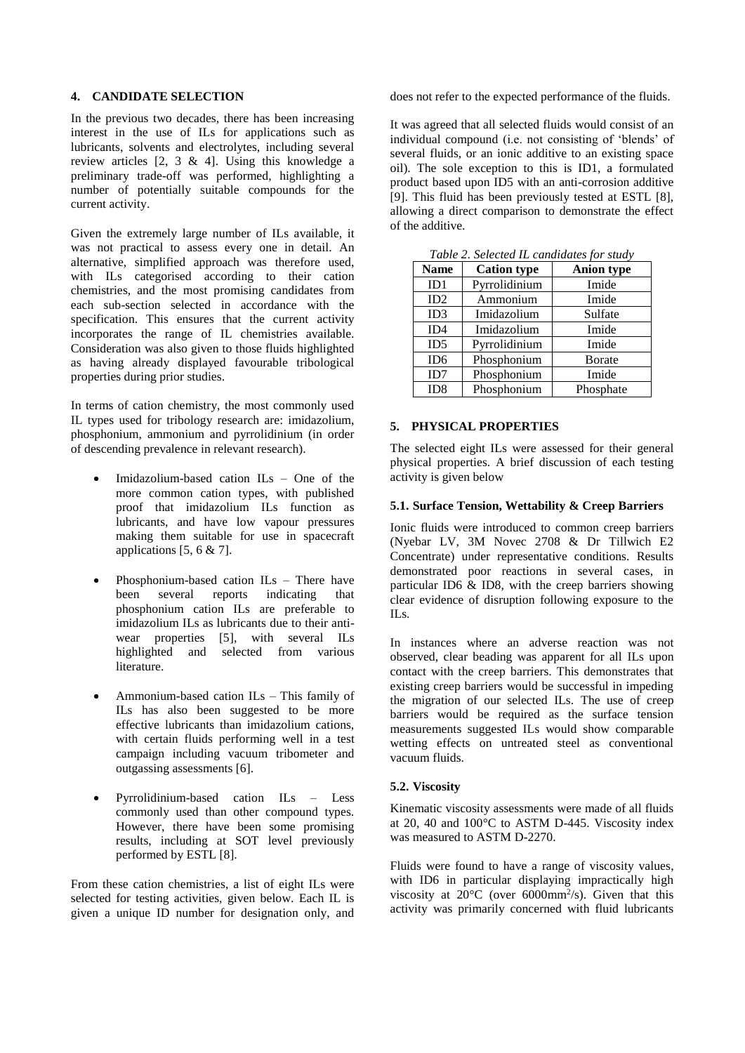## 4. CANDIDATE SELECTION

In the previous two decades, there has been increasing interest in the use of ILs for applications such as lubricants, solvents and electrolytes, including several review articles [2, 3 & 4]. Using this knowledge a preliminary trade-off was performed, highlighting a number of potentially suitable compounds for the current activity.

Given the extremely large number of ILs available, it was not practical to assess every one in detail. An alternative, simplified approach was therefore used, with ILs categorised according to their cation chemistries, and the most promising candidates from each sub-section selected in accordance with the specification. This ensures that the current activity incorporates the range of IL chemistries available. Consideration was also given to those fluids highlighted as having already displayed favourable tribological properties during prior studies.

In terms of cation chemistry, the most commonly used IL types used for tribology research are: imidazolium, phosphonium, ammonium and pyrrolidinium (in order of descending prevalence in relevant research).

- Imidazolium-based cation ILs – One of the more common cation types, with published proof that imidazolium ILs function as lubricants, and have low vapour pressures making them suitable for use in spacecraft applications [5, 6 & 7].
- Phosphonium-based cation ILs – There have been several reports indicating that phosphonium cation ILs are preferable to imidazolium ILs as lubricants due to their anti-wear properties [5], with several ILs highlighted and selected from various literature.
- Ammonium-based cation ILs – This family of ILs has also been suggested to be more effective lubricants than imidazolium cations, with certain fluids performing well in a test campaign including vacuum tribometer and outgassing assessments [6].
- Pyrrolidinium-based cation ILs – Less commonly used than other compound types. However, there have been some promising results, including at SOT level previously performed by ESTL [8].

From these cation chemistries, a list of eight ILs were selected for testing activities, given below. Each IL is given a unique ID number for designation only, and does not refer to the expected performance of the fluids.

It was agreed that all selected fluids would consist of an individual compound (i.e. not consisting of 'blends' of several fluids, or an ionic additive to an existing space oil). The sole exception to this is ID1, a formulated product based upon ID5 with an anti-corrosion additive [9]. This fluid has been previously tested at ESTL [8], allowing a direct comparison to demonstrate the effect of the additive.

*Table 2. Selected IL candidates for study*

| Name | Cation type | Anion type |
|---|---|---|
| ID1 | Pyrrolidinium | Imide |
| ID2 | Ammonium | Imide |
| ID3 | Imidazolium | Sulfate |
| ID4 | Imidazolium | Imide |
| ID5 | Pyrrolidinium | Imide |
| ID6 | Phosphonium | Borate |
| ID7 | Phosphonium | Imide |
| ID8 | Phosphonium | Phosphate |

## 5. PHYSICAL PROPERTIES

The selected eight ILs were assessed for their general physical properties. A brief discussion of each testing activity is given below

### 5.1. Surface Tension, Wettability & Creep Barriers

Ionic fluids were introduced to common creep barriers (Nyebar LV, 3M Novec 2708 & Dr Tillwich E2 Concentrate) under representative conditions. Results demonstrated poor reactions in several cases, in particular ID6 & ID8, with the creep barriers showing clear evidence of disruption following exposure to the ILs.

In instances where an adverse reaction was not observed, clear beading was apparent for all ILs upon contact with the creep barriers. This demonstrates that existing creep barriers would be successful in impeding the migration of our selected ILs. The use of creep barriers would be required as the surface tension measurements suggested ILs would show comparable wetting effects on untreated steel as conventional vacuum fluids.

### 5.2. Viscosity

Kinematic viscosity assessments were made of all fluids at 20, 40 and 100°C to ASTM D-445. Viscosity index was measured to ASTM D-2270.

Fluids were found to have a range of viscosity values, with ID6 in particular displaying impractically high viscosity at 20°C (over 6000mm²/s). Given that this activity was primarily concerned with fluid lubricants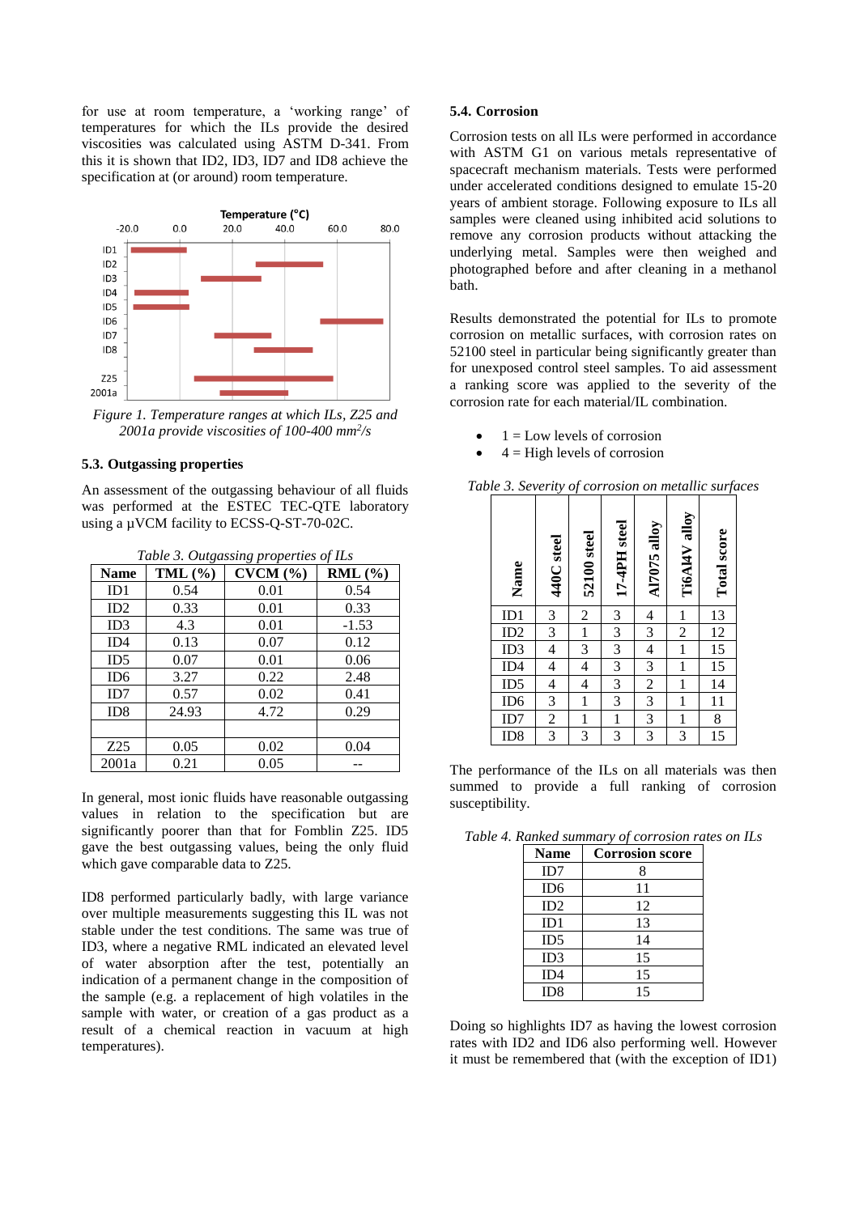for use at room temperature, a 'working range' of temperatures for which the ILs provide the desired viscosities was calculated using ASTM D-341. From this it is shown that ID2, ID3, ID7 and ID8 achieve the specification at (or around) room temperature.

*Figure 1. Temperature ranges at which ILs, Z25 and 2001a provide viscosities of 100-400 mm²/s*

### 5.3. Outgassing properties

An assessment of the outgassing behaviour of all fluids was performed at the ESTEC TEC-QTE laboratory using a µVCM facility to ECSS-Q-ST-70-02C.

*Table 3. Outgassing properties of ILs*

| Name | TML (%) | CVCM (%) | RML (%) |
|---|---|---|---|
| ID1 | 0.54 | 0.01 | 0.54 |
| ID2 | 0.33 | 0.01 | 0.33 |
| ID3 | 4.3 | 0.01 | -1.53 |
| ID4 | 0.13 | 0.07 | 0.12 |
| ID5 | 0.07 | 0.01 | 0.06 |
| ID6 | 3.27 | 0.22 | 2.48 |
| ID7 | 0.57 | 0.02 | 0.41 |
| ID8 | 24.93 | 4.72 | 0.29 |
| | | | |
| Z25 | 0.05 | 0.02 | 0.04 |
| 2001a | 0.21 | 0.05 | -- |

In general, most ionic fluids have reasonable outgassing values in relation to the specification but are significantly poorer than that for Fomblin Z25. ID5 gave the best outgassing values, being the only fluid which gave comparable data to Z25.

ID8 performed particularly badly, with large variance over multiple measurements suggesting this IL was not stable under the test conditions. The same was true of ID3, where a negative RML indicated an elevated level of water absorption after the test, potentially an indication of a permanent change in the composition of the sample (e.g. a replacement of high volatiles in the sample with water, or creation of a gas product as a result of a chemical reaction in vacuum at high temperatures).

### 5.4. Corrosion

Corrosion tests on all ILs were performed in accordance with ASTM G1 on various metals representative of spacecraft mechanism materials. Tests were performed under accelerated conditions designed to emulate 15-20 years of ambient storage. Following exposure to ILs all samples were cleaned using inhibited acid solutions to remove any corrosion products without attacking the underlying metal. Samples were then weighed and photographed before and after cleaning in a methanol bath.

Results demonstrated the potential for ILs to promote corrosion on metallic surfaces, with corrosion rates on 52100 steel in particular being significantly greater than for unexposed control steel samples. To aid assessment a ranking score was applied to the severity of the corrosion rate for each material/IL combination.

- 1 = Low levels of corrosion
- 4 = High levels of corrosion

*Table 3. Severity of corrosion on metallic surfaces*

| Name | 440C steel | 52100 steel | 17-4PH steel | Al7075 alloy | Ti6Al4V alloy | Total score |
|---|---|---|---|---|---|---|
| ID1 | 3 | 2 | 3 | 4 | 1 | 13 |
| ID2 | 3 | 1 | 3 | 3 | 2 | 12 |
| ID3 | 4 | 3 | 3 | 4 | 1 | 15 |
| ID4 | 4 | 4 | 3 | 3 | 1 | 15 |
| ID5 | 4 | 4 | 3 | 2 | 1 | 14 |
| ID6 | 3 | 1 | 3 | 3 | 1 | 11 |
| ID7 | 2 | 1 | 1 | 3 | 1 | 8 |
| ID8 | 3 | 3 | 3 | 3 | 3 | 15 |

The performance of the ILs on all materials was then summed to provide a full ranking of corrosion susceptibility.

*Table 4. Ranked summary of corrosion rates on ILs*

| Name | Corrosion score |
|---|---|
| ID7 | 8 |
| ID6 | 11 |
| ID2 | 12 |
| ID1 | 13 |
| ID5 | 14 |
| ID3 | 15 |
| ID4 | 15 |
| ID8 | 15 |

Doing so highlights ID7 as having the lowest corrosion rates with ID2 and ID6 also performing well. However it must be remembered that (with the exception of ID1)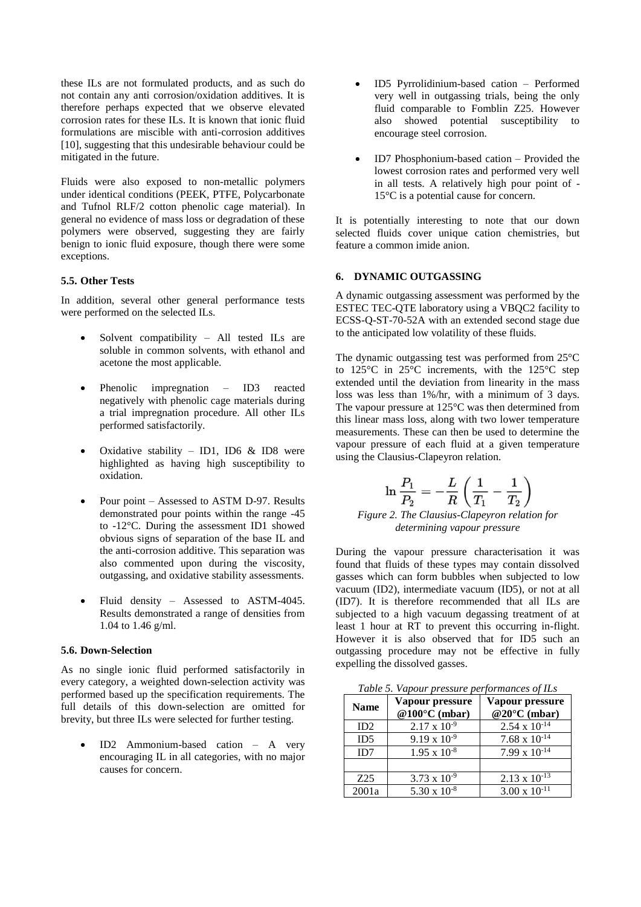these ILs are not formulated products, and as such do not contain any anti corrosion/oxidation additives. It is therefore perhaps expected that we observe elevated corrosion rates for these ILs. It is known that ionic fluid formulations are miscible with anti-corrosion additives [10], suggesting that this undesirable behaviour could be mitigated in the future.

Fluids were also exposed to non-metallic polymers under identical conditions (PEEK, PTFE, Polycarbonate and Tufnol RLF/2 cotton phenolic cage material). In general no evidence of mass loss or degradation of these polymers were observed, suggesting they are fairly benign to ionic fluid exposure, though there were some exceptions.

### 5.5. Other Tests

In addition, several other general performance tests were performed on the selected ILs.

- Solvent compatibility – All tested ILs are soluble in common solvents, with ethanol and acetone the most applicable.
- Phenolic impregnation – ID3 reacted negatively with phenolic cage materials during a trial impregnation procedure. All other ILs performed satisfactorily.
- Oxidative stability – ID1, ID6 & ID8 were highlighted as having high susceptibility to oxidation.
- Pour point – Assessed to ASTM D-97. Results demonstrated pour points within the range -45 to -12°C. During the assessment ID1 showed obvious signs of separation of the base IL and the anti-corrosion additive. This separation was also commented upon during the viscosity, outgassing, and oxidative stability assessments.
- Fluid density – Assessed to ASTM-4045. Results demonstrated a range of densities from 1.04 to 1.46 g/ml.

### 5.6. Down-Selection

As no single ionic fluid performed satisfactorily in every category, a weighted down-selection activity was performed based up the specification requirements. The full details of this down-selection are omitted for brevity, but three ILs were selected for further testing.

- ID2 Ammonium-based cation – A very encouraging IL in all categories, with no major causes for concern.
- ID5 Pyrrolidinium-based cation – Performed very well in outgassing trials, being the only fluid comparable to Fomblin Z25. However also showed potential susceptibility to encourage steel corrosion.
- ID7 Phosphonium-based cation – Provided the lowest corrosion rates and performed very well in all tests. A relatively high pour point of -15°C is a potential cause for concern.

It is potentially interesting to note that our down selected fluids cover unique cation chemistries, but feature a common imide anion.

## 6. DYNAMIC OUTGASSING

A dynamic outgassing assessment was performed by the ESTEC TEC-QTE laboratory using a VBQC2 facility to ECSS-Q-ST-70-52A with an extended second stage due to the anticipated low volatility of these fluids.

The dynamic outgassing test was performed from 25°C to 125°C in 25°C increments, with the 125°C step extended until the deviation from linearity in the mass loss was less than 1%/hr, with a minimum of 3 days. The vapour pressure at 125°C was then determined from this linear mass loss, along with two lower temperature measurements. These can then be used to determine the vapour pressure of each fluid at a given temperature using the Clausius-Clapeyron relation.

$$\ln \frac{P_1}{P_2} = -\frac{L}{R}\left(\frac{1}{T_1} - \frac{1}{T_2}\right)$$

*Figure 2. The Clausius-Clapeyron relation for determining vapour pressure*

During the vapour pressure characterisation it was found that fluids of these types may contain dissolved gasses which can form bubbles when subjected to low vacuum (ID2), intermediate vacuum (ID5), or not at all (ID7). It is therefore recommended that all ILs are subjected to a high vacuum degassing treatment of at least 1 hour at RT to prevent this occurring in-flight. However it is also observed that for ID5 such an outgassing procedure may not be effective in fully expelling the dissolved gasses.

*Table 5. Vapour pressure performances of ILs*

| Name | Vapour pressure @100°C (mbar) | Vapour pressure @20°C (mbar) |
|---|---|---|
| ID2 | $2.17 \times 10^{-9}$ | $2.54 \times 10^{-14}$ |
| ID5 | $9.19 \times 10^{-9}$ | $7.68 \times 10^{-14}$ |
| ID7 | $1.95 \times 10^{-8}$ | $7.99 \times 10^{-14}$ |
| | | |
| Z25 | $3.73 \times 10^{-9}$ | $2.13 \times 10^{-13}$ |
| 2001a | $5.30 \times 10^{-8}$ | $3.00 \times 10^{-11}$ |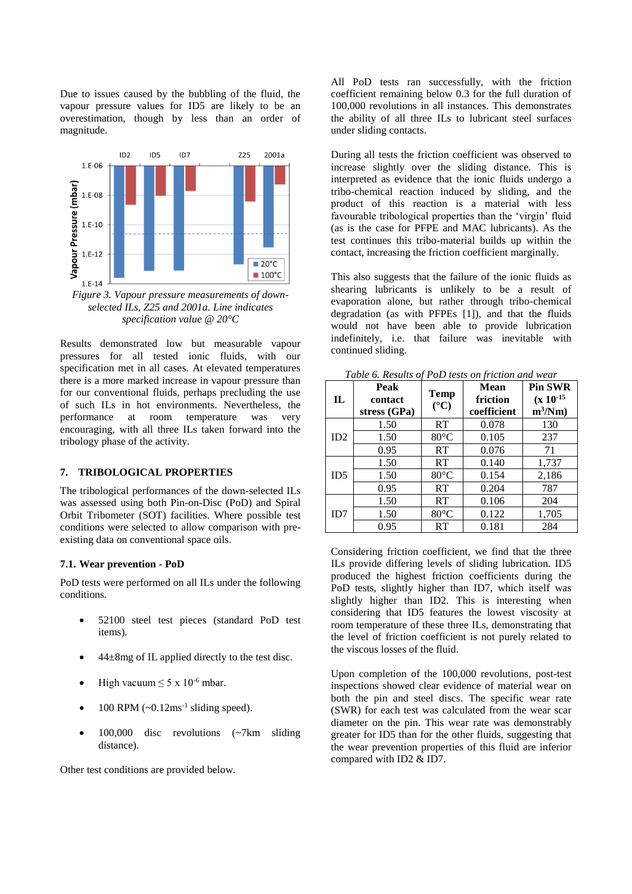Due to issues caused by the bubbling of the fluid, the vapour pressure values for ID5 are likely to be an overestimation, though by less than an order of magnitude.

Figure 3. Vapour pressure measurements of down-selected ILs, Z25 and 2001a. Line indicates specification value @ 20°C

Results demonstrated low but measurable vapour pressures for all tested ionic fluids, with our specification met in all cases. At elevated temperatures there is a more marked increase in vapour pressure than for our conventional fluids, perhaps precluding the use of such ILs in hot environments. Nevertheless, the performance at room temperature was very encouraging, with all three ILs taken forward into the tribology phase of the activity.

## 7. TRIBOLOGICAL PROPERTIES

The tribological performances of the down-selected ILs was assessed using both Pin-on-Disc (PoD) and Spiral Orbit Tribometer (SOT) facilities. Where possible test conditions were selected to allow comparison with pre-existing data on conventional space oils.

### 7.1. Wear prevention - PoD

PoD tests were performed on all ILs under the following conditions.

- 52100 steel test pieces (standard PoD test items).
- 44±8mg of IL applied directly to the test disc.
- High vacuum ≤ 5 x $10^{-6}$ mbar.
- 100 RPM (~0.12$ms^{-1}$ sliding speed).
- 100,000 disc revolutions (~7km sliding distance).

Other test conditions are provided below.

All PoD tests ran successfully, with the friction coefficient remaining below 0.3 for the full duration of 100,000 revolutions in all instances. This demonstrates the ability of all three ILs to lubricant steel surfaces under sliding contacts.

During all tests the friction coefficient was observed to increase slightly over the sliding distance. This is interpreted as evidence that the ionic fluids undergo a tribo-chemical reaction induced by sliding, and the product of this reaction is a material with less favourable tribological properties than the 'virgin' fluid (as is the case for PFPE and MAC lubricants). As the test continues this tribo-material builds up within the contact, increasing the friction coefficient marginally.

This also suggests that the failure of the ionic fluids as shearing lubricants is unlikely to be a result of evaporation alone, but rather through tribo-chemical degradation (as with PFPEs [1]), and that the fluids would not have been able to provide lubrication indefinitely, i.e. that failure was inevitable with continued sliding.

*Table 6. Results of PoD tests on friction and wear*

| IL | Peak contact stress (GPa) | Temp (°C) | Mean friction coefficient | Pin SWR (x $10^{-15}$ $m^3$/Nm) |
|---|---|---|---|---|
| ID2 | 1.50 | RT | 0.078 | 130 |
| | 1.50 | 80°C | 0.105 | 237 |
| | 0.95 | RT | 0.076 | 71 |
| ID5 | 1.50 | RT | 0.140 | 1,737 |
| | 1.50 | 80°C | 0.154 | 2,186 |
| | 0.95 | RT | 0.204 | 787 |
| ID7 | 1.50 | RT | 0.106 | 204 |
| | 1.50 | 80°C | 0.122 | 1,705 |
| | 0.95 | RT | 0.181 | 284 |

Considering friction coefficient, we find that the three ILs provide differing levels of sliding lubrication. ID5 produced the highest friction coefficients during the PoD tests, slightly higher than ID7, which itself was slightly higher than ID2. This is interesting when considering that ID5 features the lowest viscosity at room temperature of these three ILs, demonstrating that the level of friction coefficient is not purely related to the viscous losses of the fluid.

Upon completion of the 100,000 revolutions, post-test inspections showed clear evidence of material wear on both the pin and steel discs. The specific wear rate (SWR) for each test was calculated from the wear scar diameter on the pin. This wear rate was demonstrably greater for ID5 than for the other fluids, suggesting that the wear prevention properties of this fluid are inferior compared with ID2 & ID7.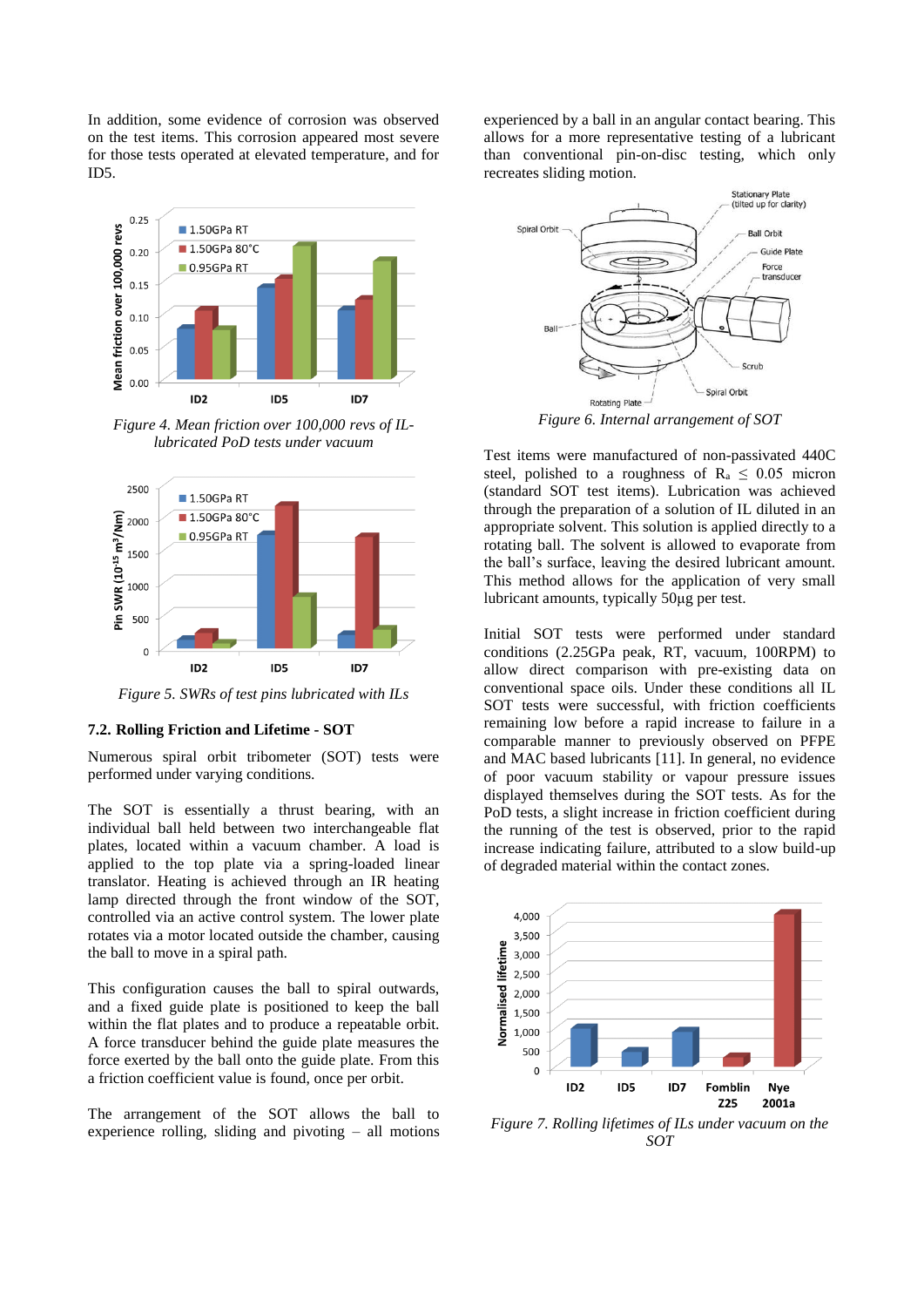In addition, some evidence of corrosion was observed on the test items. This corrosion appeared most severe for those tests operated at elevated temperature, and for ID5.

*Figure 4. Mean friction over 100,000 revs of IL-lubricated PoD tests under vacuum*

*Figure 5. SWRs of test pins lubricated with ILs*

### 7.2. Rolling Friction and Lifetime - SOT

Numerous spiral orbit tribometer (SOT) tests were performed under varying conditions.

The SOT is essentially a thrust bearing, with an individual ball held between two interchangeable flat plates, located within a vacuum chamber. A load is applied to the top plate via a spring-loaded linear translator. Heating is achieved through an IR heating lamp directed through the front window of the SOT, controlled via an active control system. The lower plate rotates via a motor located outside the chamber, causing the ball to move in a spiral path.

This configuration causes the ball to spiral outwards, and a fixed guide plate is positioned to keep the ball within the flat plates and to produce a repeatable orbit. A force transducer behind the guide plate measures the force exerted by the ball onto the guide plate. From this a friction coefficient value is found, once per orbit.

The arrangement of the SOT allows the ball to experience rolling, sliding and pivoting – all motions experienced by a ball in an angular contact bearing. This allows for a more representative testing of a lubricant than conventional pin-on-disc testing, which only recreates sliding motion.

*Figure 6. Internal arrangement of SOT*

Test items were manufactured of non-passivated 440C steel, polished to a roughness of $R_a \leq 0.05$ micron (standard SOT test items). Lubrication was achieved through the preparation of a solution of IL diluted in an appropriate solvent. This solution is applied directly to a rotating ball. The solvent is allowed to evaporate from the ball's surface, leaving the desired lubricant amount. This method allows for the application of very small lubricant amounts, typically 50µg per test.

Initial SOT tests were performed under standard conditions (2.25GPa peak, RT, vacuum, 100RPM) to allow direct comparison with pre-existing data on conventional space oils. Under these conditions all IL SOT tests were successful, with friction coefficients remaining low before a rapid increase to failure in a comparable manner to previously observed on PFPE and MAC based lubricants [11]. In general, no evidence of poor vacuum stability or vapour pressure issues displayed themselves during the SOT tests. As for the PoD tests, a slight increase in friction coefficient during the running of the test is observed, prior to the rapid increase indicating failure, attributed to a slow build-up of degraded material within the contact zones.

*Figure 7. Rolling lifetimes of ILs under vacuum on the SOT*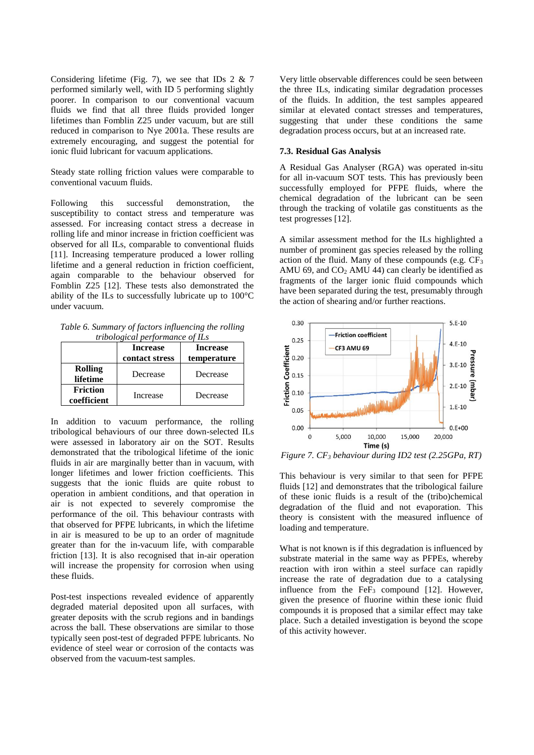Considering lifetime (Fig. 7), we see that IDs 2 & 7 performed similarly well, with ID 5 performing slightly poorer. In comparison to our conventional vacuum fluids we find that all three fluids provided longer lifetimes than Fomblin Z25 under vacuum, but are still reduced in comparison to Nye 2001a. These results are extremely encouraging, and suggest the potential for ionic fluid lubricant for vacuum applications.

Steady state rolling friction values were comparable to conventional vacuum fluids.

Following this successful demonstration, the susceptibility to contact stress and temperature was assessed. For increasing contact stress a decrease in rolling life and minor increase in friction coefficient was observed for all ILs, comparable to conventional fluids [11]. Increasing temperature produced a lower rolling lifetime and a general reduction in friction coefficient, again comparable to the behaviour observed for Fomblin Z25 [12]. These tests also demonstrated the ability of the ILs to successfully lubricate up to 100°C under vacuum.

*Table 6. Summary of factors influencing the rolling tribological performance of ILs*

| | Increase contact stress | Increase temperature |
|---|---|---|
| **Rolling lifetime** | Decrease | Decrease |
| **Friction coefficient** | Increase | Decrease |

In addition to vacuum performance, the rolling tribological behaviours of our three down-selected ILs were assessed in laboratory air on the SOT. Results demonstrated that the tribological lifetime of the ionic fluids in air are marginally better than in vacuum, with longer lifetimes and lower friction coefficients. This suggests that the ionic fluids are quite robust to operation in ambient conditions, and that operation in air is not expected to severely compromise the performance of the oil. This behaviour contrasts with that observed for PFPE lubricants, in which the lifetime in air is measured to be up to an order of magnitude greater than for the in-vacuum life, with comparable friction [13]. It is also recognised that in-air operation will increase the propensity for corrosion when using these fluids.

Post-test inspections revealed evidence of apparently degraded material deposited upon all surfaces, with greater deposits with the scrub regions and in bandings across the ball. These observations are similar to those typically seen post-test of degraded PFPE lubricants. No evidence of steel wear or corrosion of the contacts was observed from the vacuum-test samples.

Very little observable differences could be seen between the three ILs, indicating similar degradation processes of the fluids. In addition, the test samples appeared similar at elevated contact stresses and temperatures, suggesting that under these conditions the same degradation process occurs, but at an increased rate.

### 7.3. Residual Gas Analysis

A Residual Gas Analyser (RGA) was operated in-situ for all in-vacuum SOT tests. This has previously been successfully employed for PFPE fluids, where the chemical degradation of the lubricant can be seen through the tracking of volatile gas constituents as the test progresses [12].

A similar assessment method for the ILs highlighted a number of prominent gas species released by the rolling action of the fluid. Many of these compounds (e.g. $CF_3$ AMU 69, and $CO_2$ AMU 44) can clearly be identified as fragments of the larger ionic fluid compounds which have been separated during the test, presumably through the action of shearing and/or further reactions.

*Figure 7. $CF_3$ behaviour during ID2 test (2.25GPa, RT)*

This behaviour is very similar to that seen for PFPE fluids [12] and demonstrates that the tribological failure of these ionic fluids is a result of the (tribo)chemical degradation of the fluid and not evaporation. This theory is consistent with the measured influence of loading and temperature.

What is not known is if this degradation is influenced by substrate material in the same way as PFPEs, whereby reaction with iron within a steel surface can rapidly increase the rate of degradation due to a catalysing influence from the $FeF_3$ compound [12]. However, given the presence of fluorine within these ionic fluid compounds it is proposed that a similar effect may take place. Such a detailed investigation is beyond the scope of this activity however.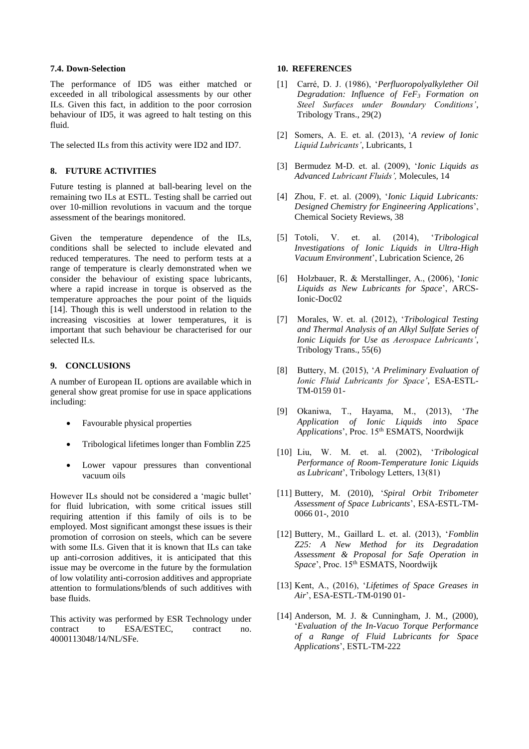### 7.4. Down-Selection

The performance of ID5 was either matched or exceeded in all tribological assessments by our other ILs. Given this fact, in addition to the poor corrosion behaviour of ID5, it was agreed to halt testing on this fluid.

The selected ILs from this activity were ID2 and ID7.

## 8. FUTURE ACTIVITIES

Future testing is planned at ball-bearing level on the remaining two ILs at ESTL. Testing shall be carried out over 10-million revolutions in vacuum and the torque assessment of the bearings monitored.

Given the temperature dependence of the ILs, conditions shall be selected to include elevated and reduced temperatures. The need to perform tests at a range of temperature is clearly demonstrated when we consider the behaviour of existing space lubricants, where a rapid increase in torque is observed as the temperature approaches the pour point of the liquids [14]. Though this is well understood in relation to the increasing viscosities at lower temperatures, it is important that such behaviour be characterised for our selected ILs.

## 9. CONCLUSIONS

A number of European IL options are available which in general show great promise for use in space applications including:

- Favourable physical properties
- Tribological lifetimes longer than Fomblin Z25
- Lower vapour pressures than conventional vacuum oils

However ILs should not be considered a 'magic bullet' for fluid lubrication, with some critical issues still requiring attention if this family of oils is to be employed. Most significant amongst these issues is their promotion of corrosion on steels, which can be severe with some ILs. Given that it is known that ILs can take up anti-corrosion additives, it is anticipated that this issue may be overcome in the future by the formulation of low volatility anti-corrosion additives and appropriate attention to formulations/blends of such additives with base fluids.

This activity was performed by ESR Technology under contract to ESA/ESTEC, contract no. 4000113048/14/NL/SFe.

## 10. REFERENCES

[1] Carré, D. J. (1986), '*Perfluoropolyalkylether Oil Degradation: Influence of $FeF_3$ Formation on Steel Surfaces under Boundary Conditions'*, Tribology Trans., 29(2)

[2] Somers, A. E. et. al. (2013), '*A review of Ionic Liquid Lubricants'*, Lubricants, 1

[3] Bermudez M-D. et. al. (2009), '*Ionic Liquids as Advanced Lubricant Fluids',* Molecules, 14

[4] Zhou, F. et. al. (2009), '*Ionic Liquid Lubricants: Designed Chemistry for Engineering Applications*', Chemical Society Reviews, 38

[5] Totoli, V. et. al. (2014), '*Tribological Investigations of Ionic Liquids in Ultra-High Vacuum Environment*', Lubrication Science, 26

[6] Holzbauer, R. & Merstallinger, A., (2006), '*Ionic Liquids as New Lubricants for Space*', ARCS-Ionic-Doc02

[7] Morales, W. et. al. (2012), '*Tribological Testing and Thermal Analysis of an Alkyl Sulfate Series of Ionic Liquids for Use as Aerospace Lubricants'*, Tribology Trans., 55(6)

[8] Buttery, M. (2015), '*A Preliminary Evaluation of Ionic Fluid Lubricants for Space'*, ESA-ESTL-TM-0159 01-

[9] Okaniwa, T., Hayama, M., (2013), '*The Application of Ionic Liquids into Space Applications*', Proc. 15th ESMATS, Noordwijk

[10] Liu, W. M. et. al. (2002), '*Tribological Performance of Room-Temperature Ionic Liquids as Lubricant*', Tribology Letters, 13(81)

[11] Buttery, M. (2010), '*Spiral Orbit Tribometer Assessment of Space Lubricants*', ESA-ESTL-TM-0066 01-, 2010

[12] Buttery, M., Gaillard L. et. al. (2013), '*Fomblin Z25: A New Method for its Degradation Assessment & Proposal for Safe Operation in Space*', Proc. 15th ESMATS, Noordwijk

[13] Kent, A., (2016), '*Lifetimes of Space Greases in Air*', ESA-ESTL-TM-0190 01-

[14] Anderson, M. J. & Cunningham, J. M., (2000), '*Evaluation of the In-Vacuo Torque Performance of a Range of Fluid Lubricants for Space Applications*', ESTL-TM-222